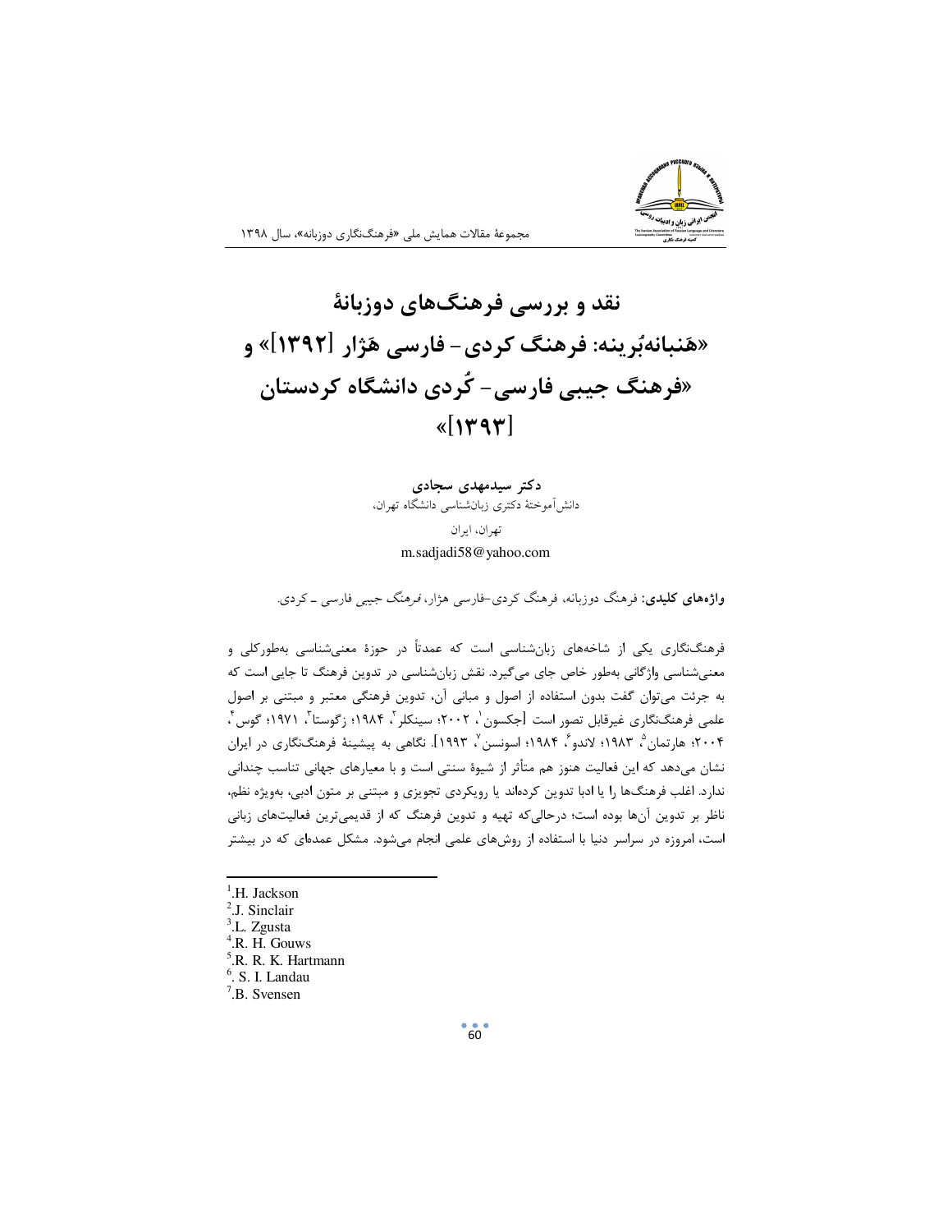# نقد و بررسی فرهنگ‌های دوزبانهٔ «هَنبانه‌بُرینه: فرهنگ کردی- فارسی هَژار [۱۳۹۲]» و «فرهنگ جیبی فارسی- کُردی دانشگاه کردستان [۱۳۹۳]»

**دکتر سیدمهدی سجادی**
دانش‌آموختهٔ دکتری زبان‌شناسی دانشگاه تهران،
تهران، ایران
m.sadjadi58@yahoo.com

**واژه‌های کلیدی:** فرهنگ دوزبانه، فرهنگ کردی–فارسی هژار، *فرهنگ جیبی فارسی ـ کردی*.

فرهنگ‌نگاری یکی از شاخه‌های زبان‌شناسی است که عمدتاً در حوزهٔ معنی‌شناسی به‌طورکلی و معنی‌شناسی واژگانی به‌طور خاص جای می‌گیرد. نقش زبان‌شناسی در تدوین فرهنگ تا جایی است که به جرئت می‌توان گفت بدون استفاده از اصول و مبانی آن، تدوین فرهنگی معتبر و مبتنی بر اصول علمی فرهنگ‌نگاری غیرقابل تصور است [جکسون[1]، ۲۰۰۲؛ سینکلر[2]، ۱۹۸۴؛ زگوستا[3]، ۱۹۷۱؛ گوس[4]، ۲۰۰۴؛ هارتمان[5]، ۱۹۸۳؛ لاندو[6]، ۱۹۸۴؛ اسونسن[7]، ۱۹۹۳]. نگاهی به پیشینهٔ فرهنگ‌نگاری در ایران نشان می‌دهد که این فعالیت هنوز هم متأثر از شیوهٔ سنتی است و با معیارهای جهانی تناسب چندانی ندارد. اغلب فرهنگ‌ها را یا ادبا تدوین کرده‌اند یا رویکردی تجویزی و مبتنی بر متون ادبی، به‌ویژه نظم، ناظر بر تدوین آن‌ها بوده است؛ درحالی‌که تهیه و تدوین فرهنگ که از قدیمی‌ترین فعالیت‌های زبانی است، امروزه در سراسر دنیا با استفاده از روش‌های علمی انجام می‌شود. مشکل عمده‌ای که در بیشتر

---

[1] H. Jackson
[2] J. Sinclair
[3] L. Zgusta
[4] R. H. Gouws
[5] R. R. K. Hartmann
[6] S. I. Landau
[7] B. Svensen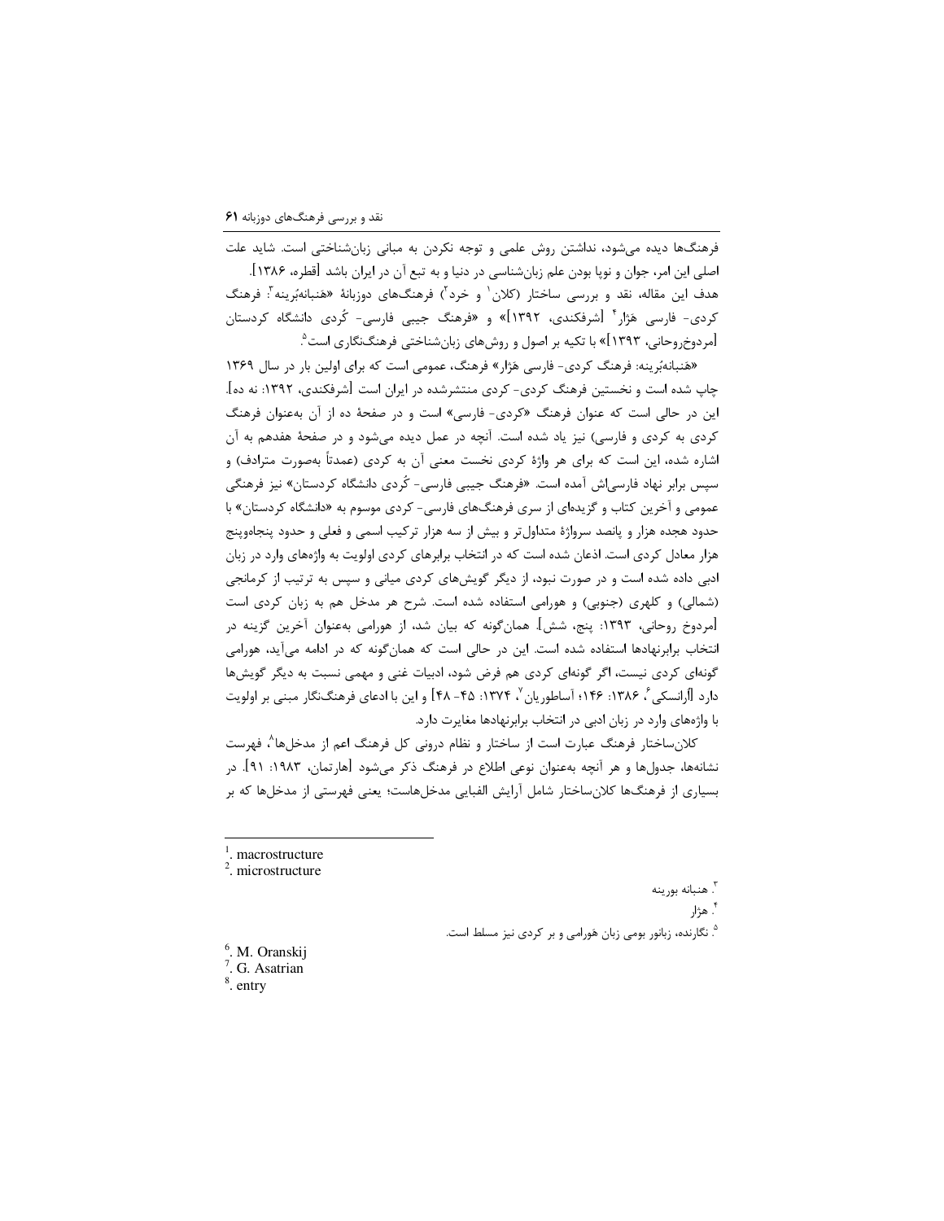فرهنگ‌ها دیده می‌شود، نداشتن روش علمی و توجه نکردن به مبانی زبان‌شناختی است. شاید علت اصلی این امر، جوان و نوپا بودن علم زبان‌شناسی در دنیا و به تبع آن در ایران باشد [قطره، ۱۳۸۶].

هدف این مقاله، نقد و بررسی ساختار (کلان[1] و خرد[2]) فرهنگ‌های دوزبانهٔ «هَنبانه‌بُرینه[3]: فرهنگ کردی- فارسی هَژار[4] [شرفکندی، ۱۳۹۲]» و «فرهنگ جیبی فارسی- کُردی دانشگاه کردستان [مردوخ‌روحانی، ۱۳۹۳]» با تکیه بر اصول و روش‌های زبان‌شناختی فرهنگ‌نگاری است[5].

«هَنبانه‌بُرینه: فرهنگ کردی- فارسی هَژار» فرهنگ، عمومی است که برای اولین بار در سال ۱۳۶۹ چاپ شده است و نخستین فرهنگ کردی- کردی منتشرشده در ایران است [شرفکندی، ۱۳۹۲: نه ده]. این در حالی است که عنوان فرهنگ «کردی- فارسی» است و در صفحهٔ ده از آن به‌عنوان فرهنگ کردی به کردی و فارسی) نیز یاد شده است. آنچه در عمل دیده می‌شود و در صفحهٔ هفدهم به آن اشاره شده، این است که برای هر واژهٔ کردی نخست معنی آن به کردی (عمدتاً به‌صورت مترادف) و سپس برابر نهاد فارسی‌اش آمده است. «فرهنگ جیبی فارسی- کُردی دانشگاه کردستان» نیز فرهنگی عمومی و آخرین کتاب و گزیده‌ای از سری فرهنگ‌های فارسی- کردی موسوم به «دانشگاه کردستان» با حدود هجده هزار و پانصد سرواژهٔ متداول‌تر و بیش از سه هزار ترکیب اسمی و فعلی و حدود پنجاه‌وپنج هزار معادل کردی است. اذعان شده است که در انتخاب برابرهای کردی اولویت به واژه‌های وارد در زبان ادبی داده شده است و در صورت نبود، از دیگر گویش‌های کردی میانی و سپس به ترتیب از کرمانجی (شمالی) و کلهری (جنوبی) و هورامی استفاده شده است. شرح هر مدخل هم به زبان کردی است [مردوخ روحانی، ۱۳۹۳: پنج، شش]. همان‌گونه که بیان شد، از هورامی به‌عنوان آخرین گزینه در انتخاب برابرنهادها استفاده شده است. این در حالی است که همان‌گونه که در ادامه می‌آید، هورامی گونه‌ای کردی نیست، اگر گونه‌ای کردی هم فرض شود، ادبیات غنی و مهمی نسبت به دیگر گویش‌ها دارد [اُرانسکی[6]، ۱۳۸۶: ۱۴۶؛ آساطوریان[7]، ۱۳۷۴: ۴۵- ۴۸] و این با ادعای فرهنگ‌نگار مبنی بر اولویت با واژه‌های وارد در زبان ادبی در انتخاب برابرنهادها مغایرت دارد.

کلان‌ساختار فرهنگ عبارت است از ساختار و نظام درونی کل فرهنگ اعم از مدخل‌ها[8]، فهرست نشانه‌ها، جدول‌ها و هر آنچه به‌عنوان نوعی اطلاع در فرهنگ ذکر می‌شود [هارتمان، ۱۹۸۳: ۹۱]. در بسیاری از فرهنگ‌ها کلان‌ساختار شامل آرایش الفبایی مدخل‌هاست؛ یعنی فهرستی از مدخل‌ها که بر

---

[1]. macrostructure

[2]. microstructure

[3]. هنبانه بورینه

[4]. هژار

[5]. نگارنده، زبانور بومی زبان هورامی و بر کردی نیز مسلط است.

[6]. M. Oranskij

[7]. G. Asatrian

[8]. entry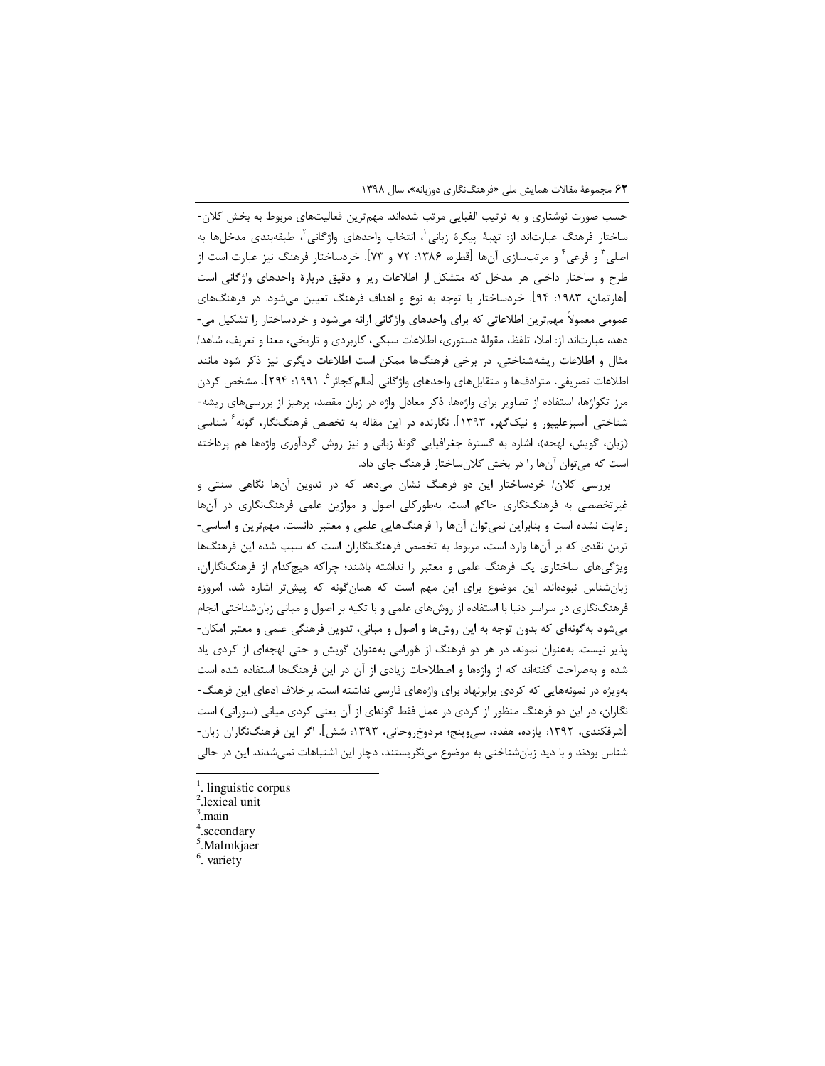حسب صورت نوشتاری و به ترتیب الفبایی مرتب شده‌اند. مهم‌ترین فعالیت‌های مربوط به بخش کلان‌ساختار فرهنگ عبارت‌اند از: تهیهٔ پیکرهٔ زبانی[1]، انتخاب واحدهای واژگانی[2]، طبقه‌بندی مدخل‌ها به اصلی[3] و فرعی[4] و مرتب‌سازی آن‌ها [قطره، ۱۳۸۶: ۷۲ و ۷۳]. خردساختار فرهنگ نیز عبارت است از طرح و ساختار داخلی هر مدخل که متشکل از اطلاعات ریز و دقیق دربارهٔ واحدهای واژگانی است [هارتمان، ۱۹۸۳: ۹۴]. خردساختار با توجه به نوع و اهداف فرهنگ تعیین می‌شود. در فرهنگ‌های عمومی معمولاً مهم‌ترین اطلاعاتی که برای واحدهای واژگانی ارائه می‌شود و خردساختار را تشکیل می‌دهد، عبارت‌اند از: املا، تلفظ، مقولهٔ دستوری، اطلاعات سبکی، کاربردی و تاریخی، معنا و تعریف، شاهد/ مثال و اطلاعات ریشه‌شناختی. در برخی فرهنگ‌ها ممکن است اطلاعات دیگری نیز ذکر شود مانند اطلاعات تصریفی، مترادف‌ها و متقابل‌های واحدهای واژگانی [مالم‌کجائر[5]، ۱۹۹۱: ۲۹۴]، مشخص کردن مرز تکواژها، استفاده از تصاویر برای واژه‌ها، ذکر معادل واژه در زبان مقصد، پرهیز از بررسی‌های ریشه‌شناختی [سبزعلیپور و نیک‌گهر، ۱۳۹۳]. نگارنده در این مقاله به تخصص فرهنگ‌نگار، گونه[6] شناسی (زبان، گویش، لهجه)، اشاره به گسترهٔ جغرافیایی گونهٔ زبانی و نیز روش گردآوری واژه‌ها هم پرداخته است که می‌توان آن‌ها را در بخش کلان‌ساختار فرهنگ جای داد.

بررسی کلان/ خردساختار این دو فرهنگ نشان می‌دهد که در تدوین آن‌ها نگاهی سنتی و غیرتخصصی به فرهنگ‌نگاری حاکم است. به‌طورکلی اصول و موازین علمی فرهنگ‌نگاری در آن‌ها رعایت نشده است و بنابراین نمی‌توان آن‌ها را فرهنگ‌هایی علمی و معتبر دانست. مهم‌ترین و اساسی‌ترین نقدی که بر آن‌ها وارد است، مربوط به تخصص فرهنگ‌نگاران است که سبب شده این فرهنگ‌ها ویژگی‌های ساختاری یک فرهنگ علمی و معتبر را نداشته باشند؛ چراکه هیچ‌کدام از فرهنگ‌نگاران، زبان‌شناس نبوده‌اند. این موضوع برای این مهم است که همان‌گونه که پیش‌تر اشاره شد، امروزه فرهنگ‌نگاری در سراسر دنیا با استفاده از روش‌های علمی و با تکیه بر اصول و مبانی زبان‌شناختی انجام می‌شود به‌گونه‌ای که بدون توجه به این روش‌ها و اصول و مبانی، تدوین فرهنگی علمی و معتبر امکان‌پذیر نیست. به‌عنوان نمونه، در هر دو فرهنگ از هَورامی به‌عنوان گویش و حتی لهجه‌ای از کردی یاد شده و به‌صراحت گفته‌اند که از واژه‌ها و اصطلاحات زیادی از آن در این فرهنگ‌ها استفاده شده است به‌ویژه در نمونه‌هایی که کردی برابرنهاد برای واژه‌های فارسی نداشته است. برخلاف ادعای این فرهنگ‌نگاران، در این دو فرهنگ منظور از کردی در عمل فقط گونه‌ای از آن یعنی کردی میانی (سورانی) است [شرفکندی، ۱۳۹۲: یازده، هفده، سی‌وپنج؛ مردوخ‌روحانی، ۱۳۹۳: شش]. اگر این فرهنگ‌نگاران زبان‌شناس بودند و با دید زبان‌شناختی به موضوع می‌نگریستند، دچار این اشتباهات نمی‌شدند. این در حالی

---

[1]. linguistic corpus
[2]. lexical unit
[3]. main
[4]. secondary
[5]. Malmkjaer
[6]. variety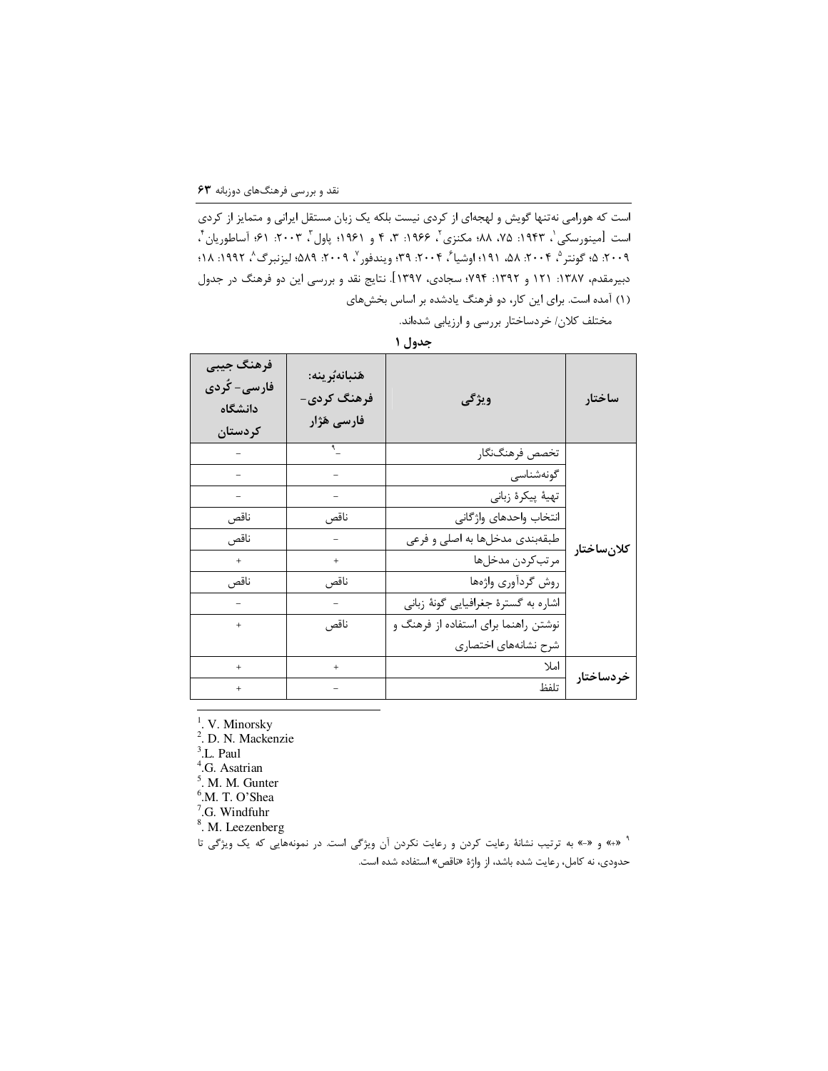است که هورامی نه‌تنها گویش و لهجه‌ای از کردی نیست بلکه یک زبان مستقل ایرانی و متمایز از کردی است [مینورسکی[1]، ۱۹۴۳: ۷۵، ۸۸؛ مکنزی[2]، ۱۹۶۶: ۳، ۴ و ۱۹۶۱؛ پاول[3]، ۲۰۰۳: ۶۱؛ آساطوریان[4]، ۲۰۰۹: ۵؛ گونتر[5]، ۲۰۰۴: ۵۸، ۱۹۱؛ اوشیا[6]، ۲۰۰۴: ۳۹؛ ویندفور[7]، ۲۰۰۹: ۵۸۹؛ لیزنبرگ[8]، ۱۹۹۲: ۱۸؛ دبیرمقدم، ۱۳۸۷: ۱۲۱ و ۱۳۹۲: ۷۹۴؛ سجادی، ۱۳۹۷]. نتایج نقد و بررسی این دو فرهنگ در جدول (۱) آمده است. برای این کار، دو فرهنگ یادشده بر اساس بخش‌های مختلف کلان/ خردساختار بررسی و ارزیابی شده‌اند.

**جدول ۱**

| ساختار | ویژگی | هَنبانه‌بُرینه: فرهنگ کردی- فارسی هَژار | فرهنگ جیبی فارسی- کُردی دانشگاه کردستان |
|---|---|---|---|
| کلان‌ساختار | تخصص فرهنگ‌نگار | –[9] | – |
| | گونه‌شناسی | – | – |
| | تهیهٔ پیکرهٔ زبانی | – | – |
| | انتخاب واحدهای واژگانی | ناقص | ناقص |
| | طبقه‌بندی مدخل‌ها به اصلی و فرعی | – | ناقص |
| | مرتب‌کردن مدخل‌ها | + | + |
| | روش گردآوری واژه‌ها | ناقص | ناقص |
| | اشاره به گسترهٔ جغرافیایی گونهٔ زبانی | – | – |
| | نوشتن راهنما برای استفاده از فرهنگ و شرح نشانه‌های اختصاری | ناقص | + |
| خردساختار | املا | + | + |
| | تلفظ | – | + |

---

[1]. V. Minorsky

[2]. D. N. Mackenzie

[3]. L. Paul

[4]. G. Asatrian

[5]. M. M. Gunter

[6]. M. T. O'Shea

[7]. G. Windfuhr

[8]. M. Leezenberg

[9] «+» و «–» به ترتیب نشانهٔ رعایت کردن و رعایت نکردن آن ویژگی است. در نمونه‌هایی که یک ویژگی تا حدودی، نه کامل، رعایت شده باشد، از واژهٔ «ناقص» استفاده شده است.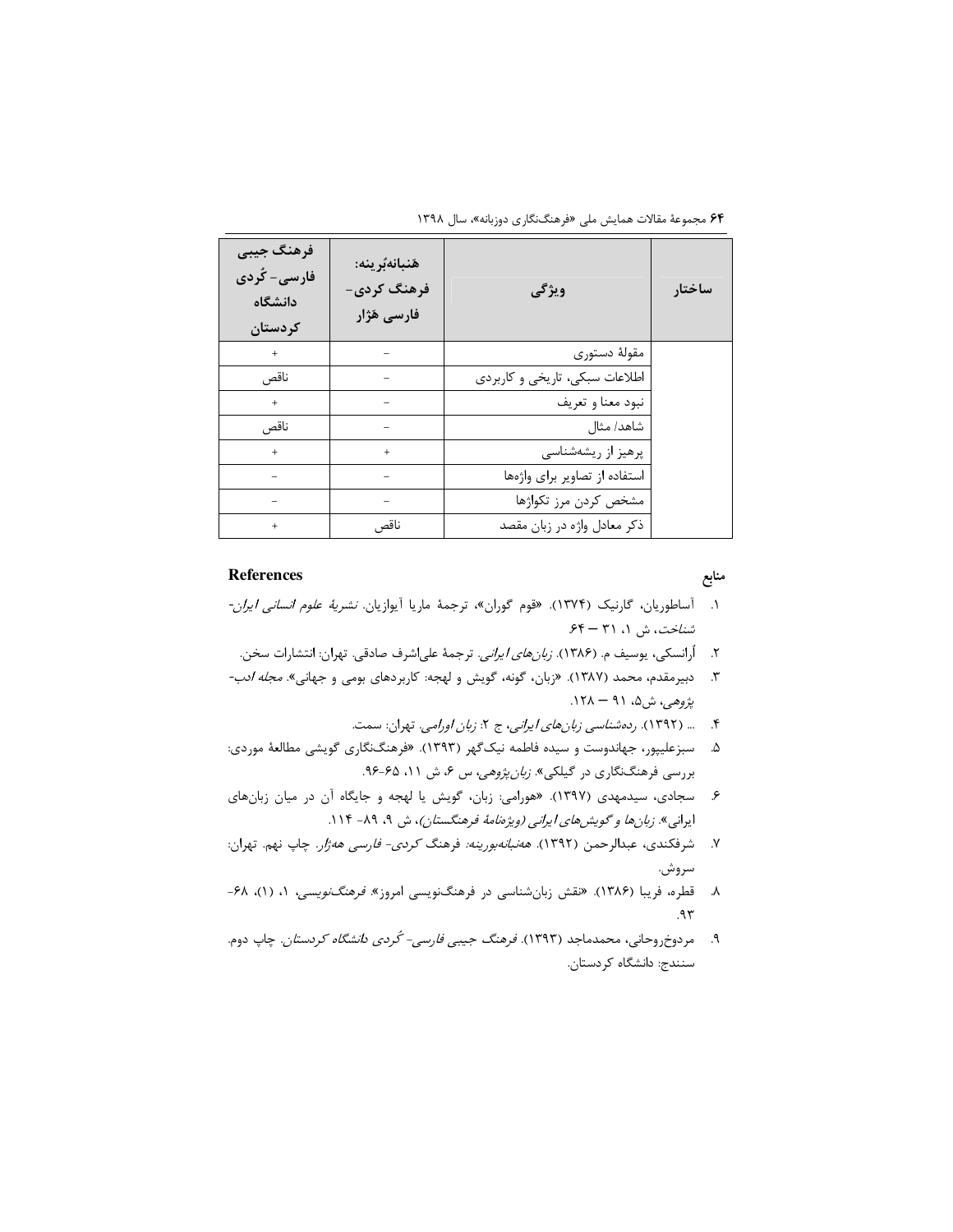| ساختار | ویژگی | هَنبانه‌بُرینه: فرهنگ کُردی- فارسی هَژار | فرهنگ جیبی فارسی- کُردی دانشگاه کردستان |
|---|---|---|---|
| | مقولهٔ دستوری | − | + |
| | اطلاعات سبکی، تاریخی و کاربردی | − | ناقص |
| | نبود معنا و تعریف | − | + |
| | شاهد/ مثال | − | ناقص |
| | پرهیز از ریشه‌شناسی | + | + |
| | استفاده از تصاویر برای واژه‌ها | − | − |
| | مشخص کردن مرز تکواژها | − | − |
| | ذکر معادل واژه در زبان مقصد | ناقص | + |

## منابع

## References

۱. آساطوریان، گارنیک (۱۳۷۴). «قوم گوران»، ترجمهٔ ماریا آیوازیان. *نشریهٔ علوم انسانی ایران‌شناخت*، ش ۱، ۳۱ – ۶۴.

۲. اُرانسکی، یوسیف م. (۱۳۸۶). *زبان‌های ایرانی*. ترجمهٔ علی‌اشرف صادقی. تهران: انتشارات سخن.

۳. دبیرمقدم، محمد (۱۳۸۷). «زبان، گونه، گویش و لهجه: کاربردهای بومی و جهانی». *مجله ادب‌پژوهی*، ش۵، ۹۱ – ۱۲۸.

۴. ... (۱۳۹۲). *رده‌شناسی زبان‌های ایرانی*، ج ۲: *زبان اورامی*. تهران: سمت.

۵. سبزعلیپور، جهاندوست و سیده فاطمه نیک‌گهر (۱۳۹۳). «فرهنگ‌نگاری گویشی مطالعهٔ موردی: بررسی فرهنگ‌نگاری در گیلکی». *زبان‌پژوهی*، س ۶، ش ۱۱، ۶۵-۹۶.

۶. سجادی، سیدمهدی (۱۳۹۷). «هورامی: زبان، گویش یا لهجه و جایگاه آن در میان زبان‌های ایرانی». *زبان‌ها و گویش‌های ایرانی (ویژه‌نامهٔ فرهنگستان)*، ش ۹، ۸۹- ۱۱۴.

۷. شرفکندی، عبدالرحمن (۱۳۹۲). *هه‌نبانه‌بورینه: فرهنگ کردی- فارسی هه‌ژار*. چاپ نهم. تهران: سروش.

۸. قطره، فریبا (۱۳۸۶). «نقش زبان‌شناسی در فرهنگ‌نویسی امروز». *فرهنگ‌نویسی*، ۱، (۱)، ۶۸-۹۳.

۹. مردوخ‌روحانی، محمدماجد (۱۳۹۳). *فرهنگ جیبی فارسی- کُردی دانشگاه کردستان*. چاپ دوم. سنندج: دانشگاه کردستان.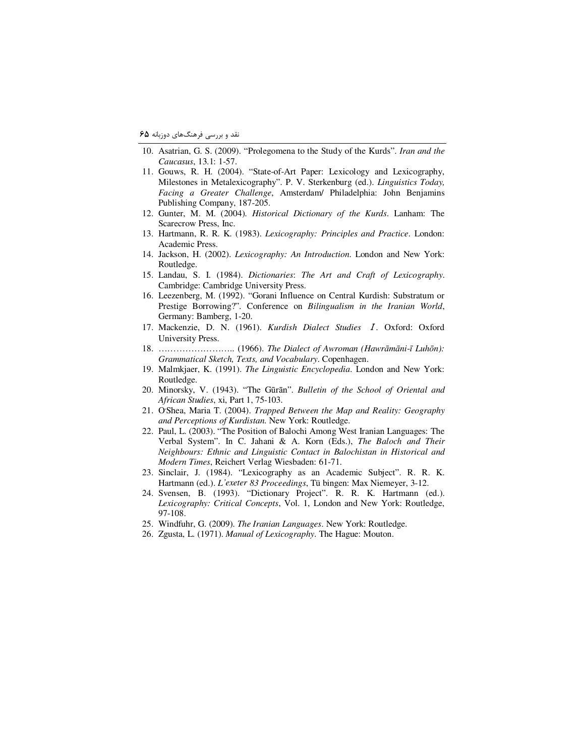10. Asatrian, G. S. (2009). "Prolegomena to the Study of the Kurds". *Iran and the Caucasus*, 13.1: 1-57.
11. Gouws, R. H. (2004). "State-of-Art Paper: Lexicology and Lexicography, Milestones in Metalexicography". P. V. Sterkenburg (ed.). *Linguistics Today, Facing a Greater Challenge*, Amsterdam/ Philadelphia: John Benjamins Publishing Company, 187-205.
12. Gunter, M. M. (2004). *Historical Dictionary of the Kurds*. Lanham: The Scarecrow Press, Inc.
13. Hartmann, R. R. K. (1983). *Lexicography: Principles and Practice*. London: Academic Press.
14. Jackson, H. (2002). *Lexicography: An Introduction*. London and New York: Routledge.
15. Landau, S. I. (1984). *Dictionaries*: *The Art and Craft of Lexicography*. Cambridge: Cambridge University Press.
16. Leezenberg, M. (1992). "Gorani Influence on Central Kurdish: Substratum or Prestige Borrowing?". Conference on *Bilingualism in the Iranian World*, Germany: Bamberg, 1-20.
17. Mackenzie, D. N. (1961). *Kurdish Dialect Studies Ⅰ*. Oxford: Oxford University Press.
18. …………………….. (1966). *The Dialect of Awroman (Hawrāmāni-ī Luhōn): Grammatical Sketch, Texts, and Vocabulary*. Copenhagen.
19. Malmkjaer, K. (1991). *The Linguistic Encyclopedia*. London and New York: Routledge.
20. Minorsky, V. (1943). "The Gūrān". *Bulletin of the School of Oriental and African Studies*, xi, Part 1, 75-103.
21. O'Shea, Maria T. (2004). *Trapped Between the Map and Reality: Geography and Perceptions of Kurdistan*. New York: Routledge.
22. Paul, L. (2003). "The Position of Balochi Among West Iranian Languages: The Verbal System". In C. Jahani & A. Korn (Eds.), *The Baloch and Their Neighbours: Ethnic and Linguistic Contact in Balochistan in Historical and Modern Times*, Reichert Verlag Wiesbaden: 61-71.
23. Sinclair, J. (1984). "Lexicography as an Academic Subject". R. R. K. Hartmann (ed.). *L'exeter 83 Proceedings*, Tü bingen: Max Niemeyer, 3-12.
24. Svensen, B. (1993). "Dictionary Project". R. R. K. Hartmann (ed.). *Lexicography: Critical Concepts*, Vol. 1, London and New York: Routledge, 97-108.
25. Windfuhr, G. (2009). *The Iranian Languages*. New York: Routledge.
26. Zgusta, L. (1971). *Manual of Lexicography*. The Hague: Mouton.